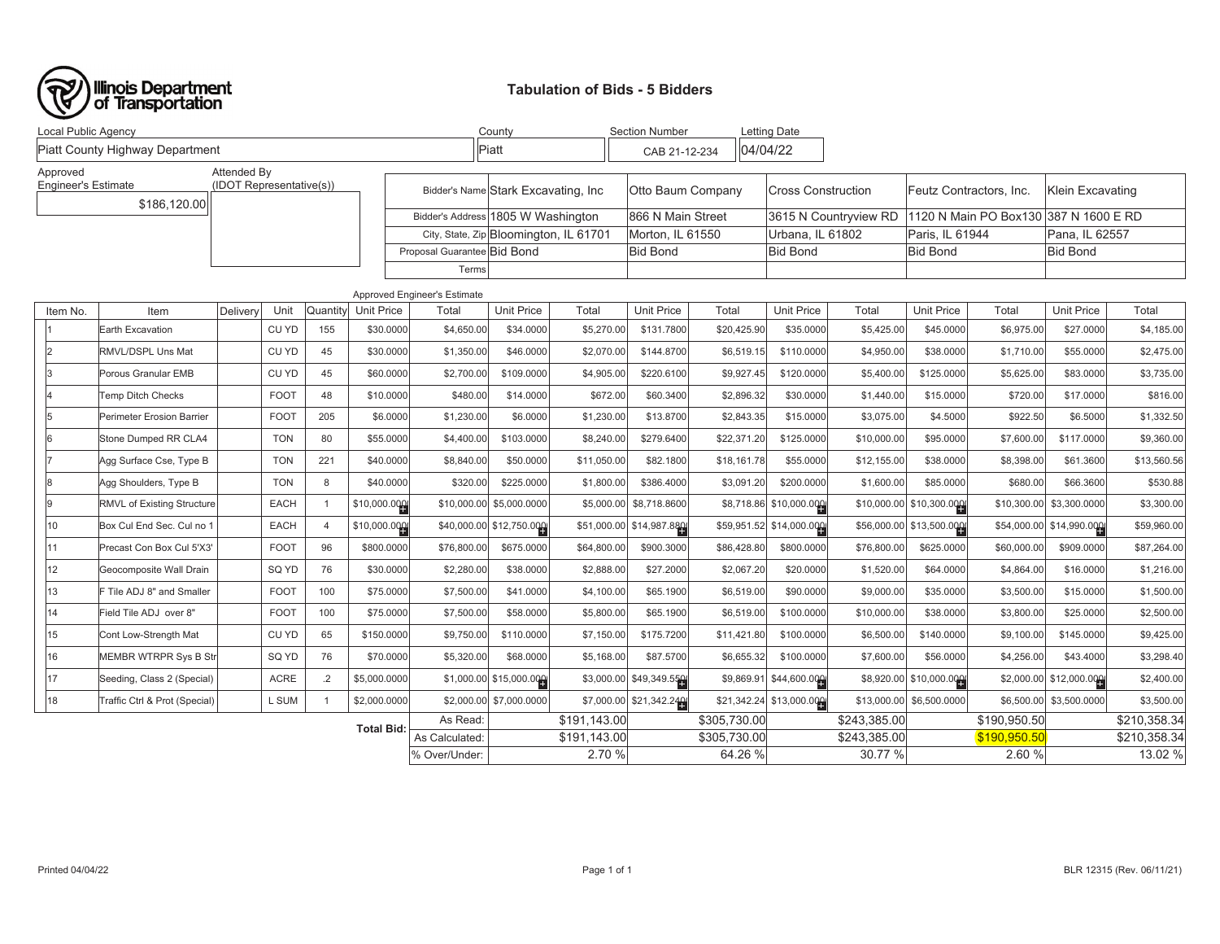Illinois Department of Transportation

# Tabulation of Bids - 5 Bidders

| Local Public Agency | County | Section Number | Letting Date |
|---|---|---|---|
| Piatt County Highway Department | Piatt | CAB 21-12-234 | 04/04/22 |

| Approved Engineer's Estimate | Attended By (IDOT Representative(s)) |
|---|---|
| $186,120.00 | |

| | Stark Excavating, Inc | Otto Baum Company | Cross Construction | Feutz Contractors, Inc. | Klein Excavating |
|---|---|---|---|---|---|
| Bidder's Address | 1805 W Washington | 866 N Main Street | 3615 N Countryview RD | 1120 N Main PO Box130 | 387 N 1600 E RD |
| City, State, Zip | Bloomington, IL 61701 | Morton, IL 61550 | Urbana, IL 61802 | Paris, IL 61944 | Pana, IL 62557 |
| Proposal Guarantee | Bid Bond | Bid Bond | Bid Bond | Bid Bond | Bid Bond |
| Terms | | | | | |

| Item No. | Item | Delivery | Unit | Quantity | Approved Engineer's Estimate Unit Price | Approved Engineer's Estimate Total | Stark Excavating, Inc Unit Price | Stark Excavating, Inc Total | Otto Baum Company Unit Price | Otto Baum Company Total | Cross Construction Unit Price | Cross Construction Total | Feutz Contractors, Inc. Unit Price | Feutz Contractors, Inc. Total | Klein Excavating Unit Price | Klein Excavating Total |
|---|---|---|---|---|---|---|---|---|---|---|---|---|---|---|---|---|
| 1 | Earth Excavation | | CU YD | 155 | $30.0000 | $4,650.00 | $34.0000 | $5,270.00 | $131.7800 | $20,425.90 | $35.0000 | $5,425.00 | $45.0000 | $6,975.00 | $27.0000 | $4,185.00 |
| 2 | RMVL/DSPL Uns Mat | | CU YD | 45 | $30.0000 | $1,350.00 | $46.0000 | $2,070.00 | $144.8700 | $6,519.15 | $110.0000 | $4,950.00 | $38.0000 | $1,710.00 | $55.0000 | $2,475.00 |
| 3 | Porous Granular EMB | | CU YD | 45 | $60.0000 | $2,700.00 | $109.0000 | $4,905.00 | $220.6100 | $9,927.45 | $120.0000 | $5,400.00 | $125.0000 | $5,625.00 | $83.0000 | $3,735.00 |
| 4 | Temp Ditch Checks | | FOOT | 48 | $10.0000 | $480.00 | $14.0000 | $672.00 | $60.3400 | $2,896.32 | $30.0000 | $1,440.00 | $15.0000 | $720.00 | $17.0000 | $816.00 |
| 5 | Perimeter Erosion Barrier | | FOOT | 205 | $6.0000 | $1,230.00 | $6.0000 | $1,230.00 | $13.8700 | $2,843.35 | $15.0000 | $3,075.00 | $4.5000 | $922.50 | $6.5000 | $1,332.50 |
| 6 | Stone Dumped RR CLA4 | | TON | 80 | $55.0000 | $4,400.00 | $103.0000 | $8,240.00 | $279.6400 | $22,371.20 | $125.0000 | $10,000.00 | $95.0000 | $7,600.00 | $117.0000 | $9,360.00 |
| 7 | Agg Surface Cse, Type B | | TON | 221 | $40.0000 | $8,840.00 | $50.0000 | $11,050.00 | $82.1800 | $18,161.78 | $55.0000 | $12,155.00 | $38.0000 | $8,398.00 | $61.3600 | $13,560.56 |
| 8 | Agg Shoulders, Type B | | TON | 8 | $40.0000 | $320.00 | $225.0000 | $1,800.00 | $386.4000 | $3,091.20 | $200.0000 | $1,600.00 | $85.0000 | $680.00 | $66.3600 | $530.88 |
| 9 | RMVL of Existing Structure | | EACH | 1 | $10,000.000 | $10,000.00 | $5,000.0000 | $5,000.00 | $8,718.8600 | $8,718.86 | $10,000.000 | $10,000.00 | $10,300.000 | $10,300.00 | $3,300.0000 | $3,300.00 |
| 10 | Box Cul End Sec. Cul no 1 | | EACH | 4 | $10,000.000 | $40,000.00 | $12,750.000 | $51,000.00 | $14,987.880 | $59,951.52 | $14,000.000 | $56,000.00 | $13,500.000 | $54,000.00 | $14,990.000 | $59,960.00 |
| 11 | Precast Con Box Cul 5'X3' | | FOOT | 96 | $800.0000 | $76,800.00 | $675.0000 | $64,800.00 | $900.3000 | $86,428.80 | $800.0000 | $76,800.00 | $625.0000 | $60,000.00 | $909.0000 | $87,264.00 |
| 12 | Geocomposite Wall Drain | | SQ YD | 76 | $30.0000 | $2,280.00 | $38.0000 | $2,888.00 | $27.2000 | $2,067.20 | $20.0000 | $1,520.00 | $64.0000 | $4,864.00 | $16.0000 | $1,216.00 |
| 13 | F Tile ADJ 8" and Smaller | | FOOT | 100 | $75.0000 | $7,500.00 | $41.0000 | $4,100.00 | $65.1900 | $6,519.00 | $90.0000 | $9,000.00 | $35.0000 | $3,500.00 | $15.0000 | $1,500.00 |
| 14 | Field Tile ADJ over 8" | | FOOT | 100 | $75.0000 | $7,500.00 | $58.0000 | $5,800.00 | $65.1900 | $6,519.00 | $100.0000 | $10,000.00 | $38.0000 | $3,800.00 | $25.0000 | $2,500.00 |
| 15 | Cont Low-Strength Mat | | CU YD | 65 | $150.0000 | $9,750.00 | $110.0000 | $7,150.00 | $175.7200 | $11,421.80 | $100.0000 | $6,500.00 | $140.0000 | $9,100.00 | $145.0000 | $9,425.00 |
| 16 | MEMBR WTRPR Sys B Str | | SQ YD | 76 | $70.0000 | $5,320.00 | $68.0000 | $5,168.00 | $87.5700 | $6,655.32 | $100.0000 | $7,600.00 | $56.0000 | $4,256.00 | $43.4000 | $3,298.40 |
| 17 | Seeding, Class 2 (Special) | | ACRE | .2 | $5,000.0000 | $1,000.00 | $15,000.000 | $3,000.00 | $49,349.550 | $9,869.91 | $44,600.000 | $8,920.00 | $10,000.000 | $2,000.00 | $12,000.000 | $2,400.00 |
| 18 | Traffic Ctrl & Prot (Special) | | L SUM | 1 | $2,000.0000 | $2,000.00 | $7,000.0000 | $7,000.00 | $21,342.240 | $21,342.24 | $13,000.000 | $13,000.00 | $6,500.0000 | $6,500.00 | $3,500.0000 | $3,500.00 |
| | | | | | **Total Bid:** | As Read: | | $191,143.00 | | $305,730.00 | | $243,385.00 | | $190,950.50 | | $210,358.34 |
| | | | | | | As Calculated: | | $191,143.00 | | $305,730.00 | | $243,385.00 | | $190,950.50 | | $210,358.34 |
| | | | | | | % Over/Under: | | 2.70 % | | 64.26 % | | 30.77 % | | 2.60 % | | 13.02 % |

Printed 04/04/22

BLR 12315 (Rev. 06/11/21)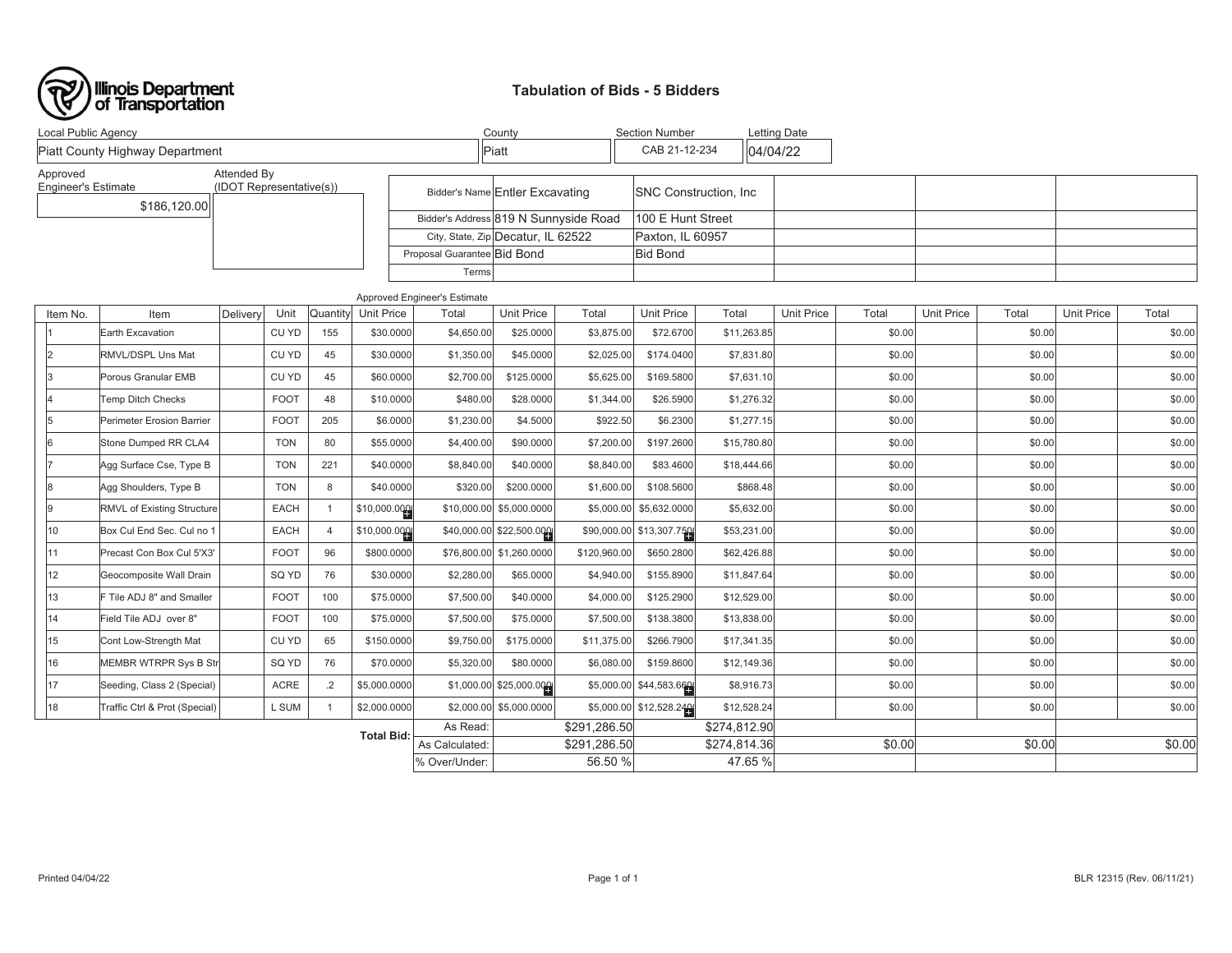# Tabulation of Bids - 5 Bidders

| Local Public Agency | County | Section Number | Letting Date |
|---|---|---|---|
| Piatt County Highway Department | Piatt | CAB 21-12-234 | 04/04/22 |

**Approved Engineer's Estimate:** $186,120.00

**Attended By (IDOT Representative(s)):**

| | | | | | |
|---|---|---|---|---|---|
| Bidder's Name | Entler Excavating | SNC Construction, Inc | | | |
| Bidder's Address | 819 N Sunnyside Road | 100 E Hunt Street | | | |
| City, State, Zip | Decatur, IL 62522 | Paxton, IL 60957 | | | |
| Proposal Guarantee | Bid Bond | Bid Bond | | | |
| Terms | | | | | |

| Item No. | Item | Delivery | Unit | Quantity | Approved Engineer's Estimate Unit Price | Approved Engineer's Estimate Total | Unit Price | Total | Unit Price | Total | Unit Price | Total | Unit Price | Total | Unit Price | Total |
|---|---|---|---|---|---|---|---|---|---|---|---|---|---|---|---|---|
| 1 | Earth Excavation | | CU YD | 155 | $30.0000 | $4,650.00 | $25.0000 | $3,875.00 | $72.6700 | $11,263.85 | | $0.00 | | $0.00 | | $0.00 |
| 2 | RMVL/DSPL Uns Mat | | CU YD | 45 | $30.0000 | $1,350.00 | $45.0000 | $2,025.00 | $174.0400 | $7,831.80 | | $0.00 | | $0.00 | | $0.00 |
| 3 | Porous Granular EMB | | CU YD | 45 | $60.0000 | $2,700.00 | $125.0000 | $5,625.00 | $169.5800 | $7,631.10 | | $0.00 | | $0.00 | | $0.00 |
| 4 | Temp Ditch Checks | | FOOT | 48 | $10.0000 | $480.00 | $28.0000 | $1,344.00 | $26.5900 | $1,276.32 | | $0.00 | | $0.00 | | $0.00 |
| 5 | Perimeter Erosion Barrier | | FOOT | 205 | $6.0000 | $1,230.00 | $4.5000 | $922.50 | $6.2300 | $1,277.15 | | $0.00 | | $0.00 | | $0.00 |
| 6 | Stone Dumped RR CLA4 | | TON | 80 | $55.0000 | $4,400.00 | $90.0000 | $7,200.00 | $197.2600 | $15,780.80 | | $0.00 | | $0.00 | | $0.00 |
| 7 | Agg Surface Cse, Type B | | TON | 221 | $40.0000 | $8,840.00 | $40.0000 | $8,840.00 | $83.4600 | $18,444.66 | | $0.00 | | $0.00 | | $0.00 |
| 8 | Agg Shoulders, Type B | | TON | 8 | $40.0000 | $320.00 | $200.0000 | $1,600.00 | $108.5600 | $868.48 | | $0.00 | | $0.00 | | $0.00 |
| 9 | RMVL of Existing Structure | | EACH | 1 | $10,000.000 | $10,000.00 | $5,000.0000 | $5,000.00 | $5,632.0000 | $5,632.00 | | $0.00 | | $0.00 | | $0.00 |
| 10 | Box Cul End Sec. Cul no 1 | | EACH | 4 | $10,000.000 | $40,000.00 | $22,500.000 | $90,000.00 | $13,307.750 | $53,231.00 | | $0.00 | | $0.00 | | $0.00 |
| 11 | Precast Con Box Cul 5'X3' | | FOOT | 96 | $800.0000 | $76,800.00 | $1,260.0000 | $120,960.00 | $650.2800 | $62,426.88 | | $0.00 | | $0.00 | | $0.00 |
| 12 | Geocomposite Wall Drain | | SQ YD | 76 | $30.0000 | $2,280.00 | $65.0000 | $4,940.00 | $155.8900 | $11,847.64 | | $0.00 | | $0.00 | | $0.00 |
| 13 | F Tile ADJ 8" and Smaller | | FOOT | 100 | $75.0000 | $7,500.00 | $40.0000 | $4,000.00 | $125.2900 | $12,529.00 | | $0.00 | | $0.00 | | $0.00 |
| 14 | Field Tile ADJ over 8" | | FOOT | 100 | $75.0000 | $7,500.00 | $75.0000 | $7,500.00 | $138.3800 | $13,838.00 | | $0.00 | | $0.00 | | $0.00 |
| 15 | Cont Low-Strength Mat | | CU YD | 65 | $150.0000 | $9,750.00 | $175.0000 | $11,375.00 | $266.7900 | $17,341.35 | | $0.00 | | $0.00 | | $0.00 |
| 16 | MEMBR WTRPR Sys B Str | | SQ YD | 76 | $70.0000 | $5,320.00 | $80.0000 | $6,080.00 | $159.8600 | $12,149.36 | | $0.00 | | $0.00 | | $0.00 |
| 17 | Seeding, Class 2 (Special) | | ACRE | .2 | $5,000.0000 | $1,000.00 | $25,000.000 | $5,000.00 | $44,583.660 | $8,916.73 | | $0.00 | | $0.00 | | $0.00 |
| 18 | Traffic Ctrl & Prot (Special) | | L SUM | 1 | $2,000.0000 | $2,000.00 | $5,000.0000 | $5,000.00 | $12,528.240 | $12,528.24 | | $0.00 | | $0.00 | | $0.00 |
| | | | | | **Total Bid:** | As Read: | | $291,286.50 | | $274,812.90 | | | | | | |
| | | | | | | As Calculated: | | $291,286.50 | | $274,814.36 | | $0.00 | | $0.00 | | $0.00 |
| | | | | | | % Over/Under: | | 56.50 % | | 47.65 % | | | | | | |

Printed 04/04/22

BLR 12315 (Rev. 06/11/21)